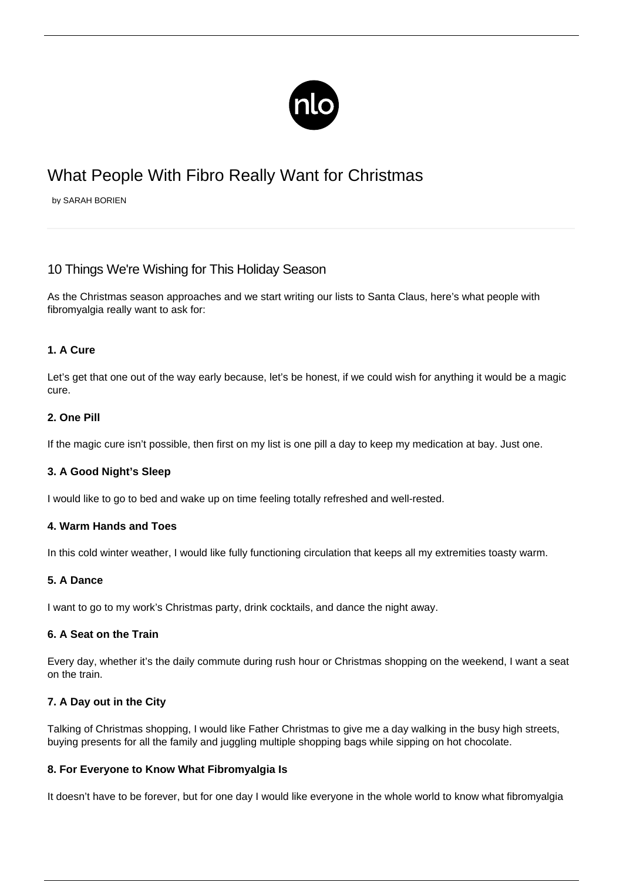# What People With Fibro Really Want for Christmas

by SARAH BORIEN

## 10 Things We're Wishing for This Holiday Season

As the Christmas season approaches and we start writing our lists to Santa Claus, here's what people with fibromyalgia really want to ask for:

### 1. A Cure

Let's get that one out of the way early because, let's be honest, if we could wish for anything it would be a magic cure.

### 2. One Pill

If the magic cure isn't possible, then first on my list is one pill a day to keep my medication at bay. Just one.

### 3. A Good Night's Sleep

I would like to go to bed and wake up on time feeling totally refreshed and well-rested.

### 4. Warm Hands and Toes

In this cold winter weather, I would like fully functioning circulation that keeps all my extremities toasty warm.

### 5. A Dance

I want to go to my work's Christmas party, drink cocktails, and dance the night away.

### 6. A Seat on the Train

Every day, whether it's the daily commute during rush hour or Christmas shopping on the weekend, I want a seat on the train.

### 7. A Day out in the City

Talking of Christmas shopping, I would like Father Christmas to give me a day walking in the busy high streets, buying presents for all the family and juggling multiple shopping bags while sipping on hot chocolate.

### 8. For Everyone to Know What Fibromyalgia Is

It doesn't have to be forever, but for one day I would like everyone in the whole world to know what fibromyalgia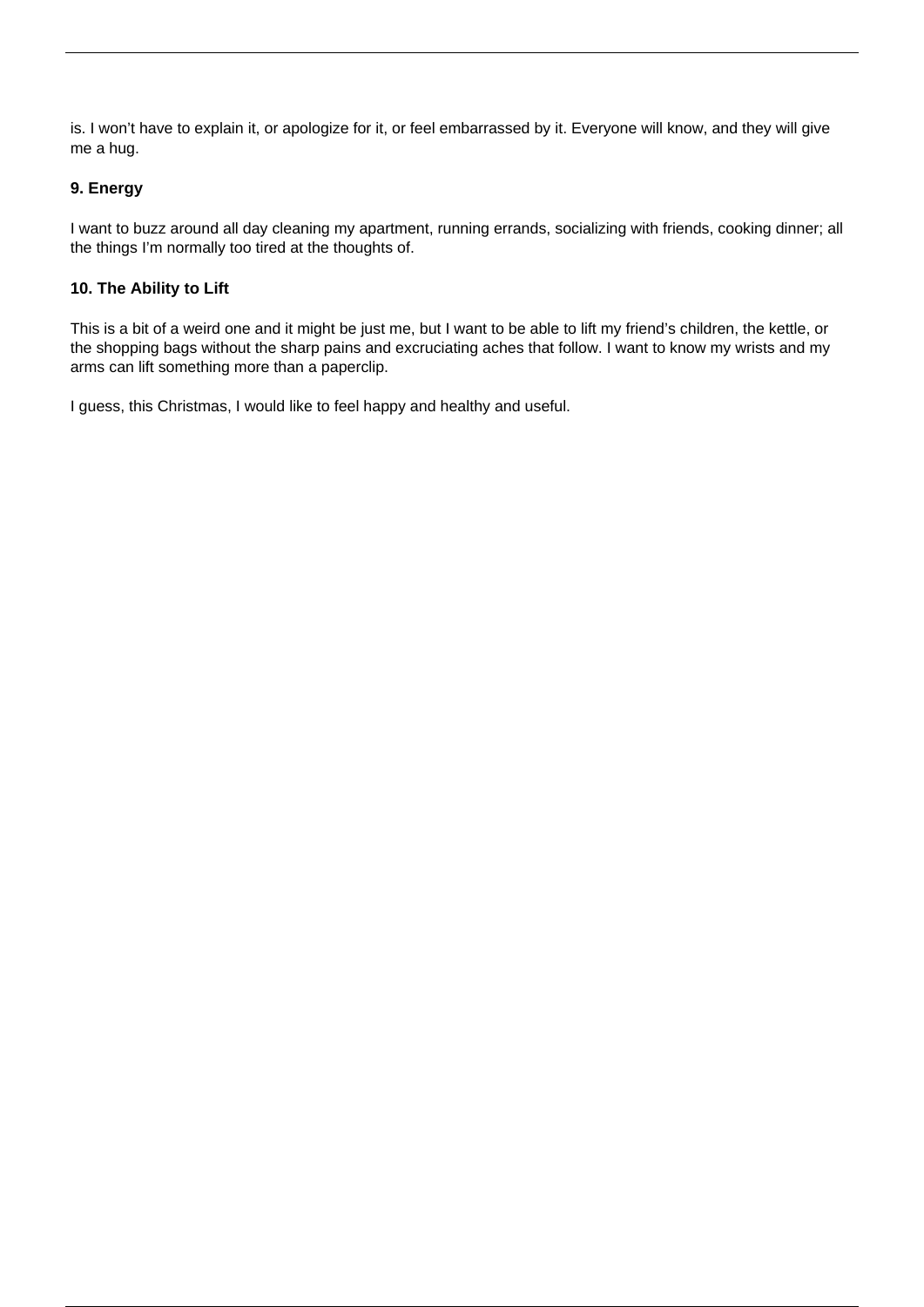is. I won't have to explain it, or apologize for it, or feel embarrassed by it. Everyone will know, and they will give me a hug.

**9. Energy**

I want to buzz around all day cleaning my apartment, running errands, socializing with friends, cooking dinner; all the things I'm normally too tired at the thoughts of.

**10. The Ability to Lift**

This is a bit of a weird one and it might be just me, but I want to be able to lift my friend's children, the kettle, or the shopping bags without the sharp pains and excruciating aches that follow. I want to know my wrists and my arms can lift something more than a paperclip.

I guess, this Christmas, I would like to feel happy and healthy and useful.